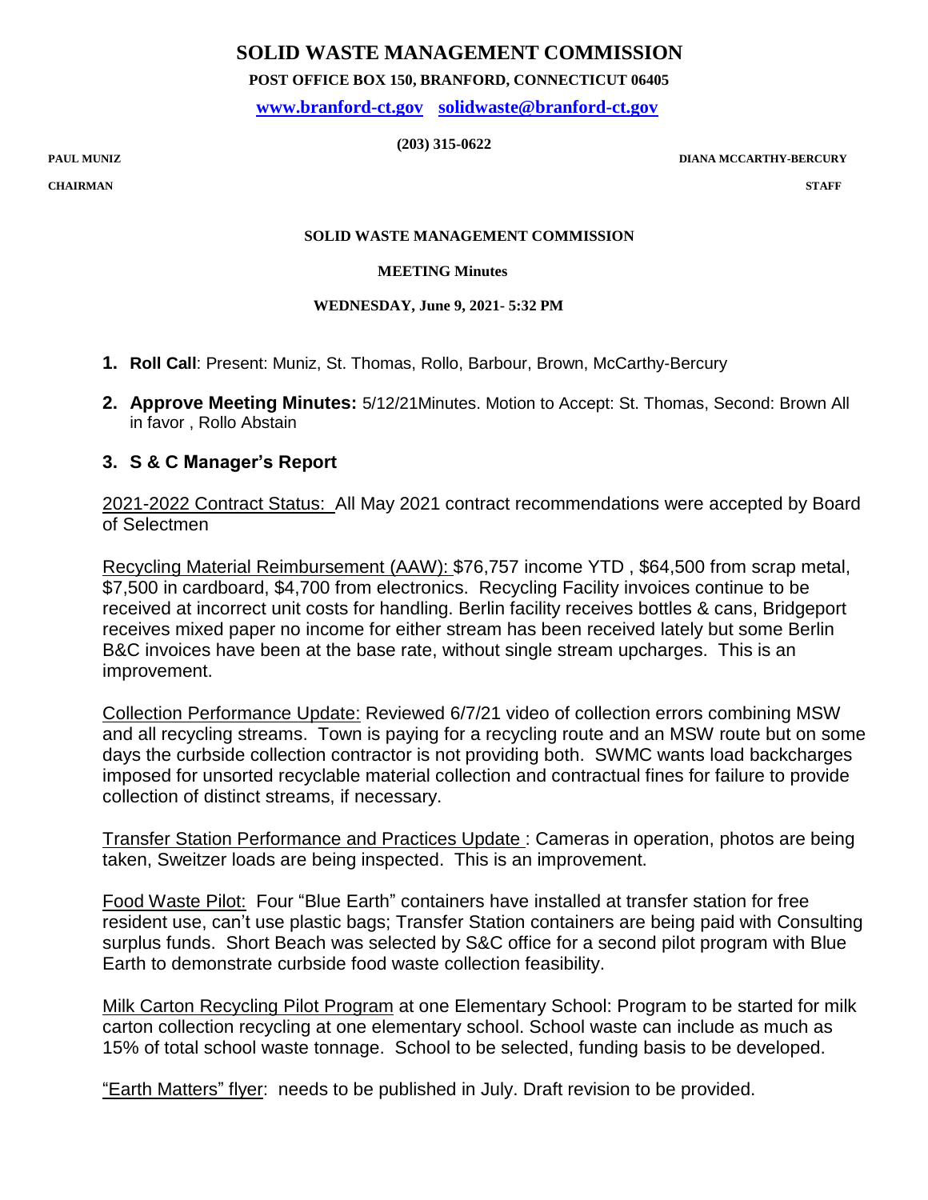# SOLID WASTE MANAGEMENT COMMISSION

**POST OFFICE BOX 150, BRANFORD, CONNECTICUT 06405**

**www.branford-ct.gov solidwaste@branford-ct.gov**

**(203) 315-0622**

**PAUL MUNIZ** — **CHAIRMAN**

**DIANA MCCARTHY-BERCURY** — **STAFF**

**SOLID WASTE MANAGEMENT COMMISSION**

**MEETING Minutes**

**WEDNESDAY, June 9, 2021- 5:32 PM**

1. **Roll Call**: Present: Muniz, St. Thomas, Rollo, Barbour, Brown, McCarthy-Bercury
2. **Approve Meeting Minutes:** 5/12/21Minutes. Motion to Accept: St. Thomas, Second: Brown All in favor , Rollo Abstain
3. **S & C Manager's Report**

2021-2022 Contract Status: All May 2021 contract recommendations were accepted by Board of Selectmen

Recycling Material Reimbursement (AAW): $76,757 income YTD , $64,500 from scrap metal, $7,500 in cardboard, $4,700 from electronics. Recycling Facility invoices continue to be received at incorrect unit costs for handling. Berlin facility receives bottles & cans, Bridgeport receives mixed paper no income for either stream has been received lately but some Berlin B&C invoices have been at the base rate, without single stream upcharges. This is an improvement.

Collection Performance Update: Reviewed 6/7/21 video of collection errors combining MSW and all recycling streams. Town is paying for a recycling route and an MSW route but on some days the curbside collection contractor is not providing both. SWMC wants load backcharges imposed for unsorted recyclable material collection and contractual fines for failure to provide collection of distinct streams, if necessary.

Transfer Station Performance and Practices Update : Cameras in operation, photos are being taken, Sweitzer loads are being inspected. This is an improvement.

Food Waste Pilot: Four "Blue Earth" containers have installed at transfer station for free resident use, can't use plastic bags; Transfer Station containers are being paid with Consulting surplus funds. Short Beach was selected by S&C office for a second pilot program with Blue Earth to demonstrate curbside food waste collection feasibility.

Milk Carton Recycling Pilot Program at one Elementary School: Program to be started for milk carton collection recycling at one elementary school. School waste can include as much as 15% of total school waste tonnage. School to be selected, funding basis to be developed.

"Earth Matters" flyer: needs to be published in July. Draft revision to be provided.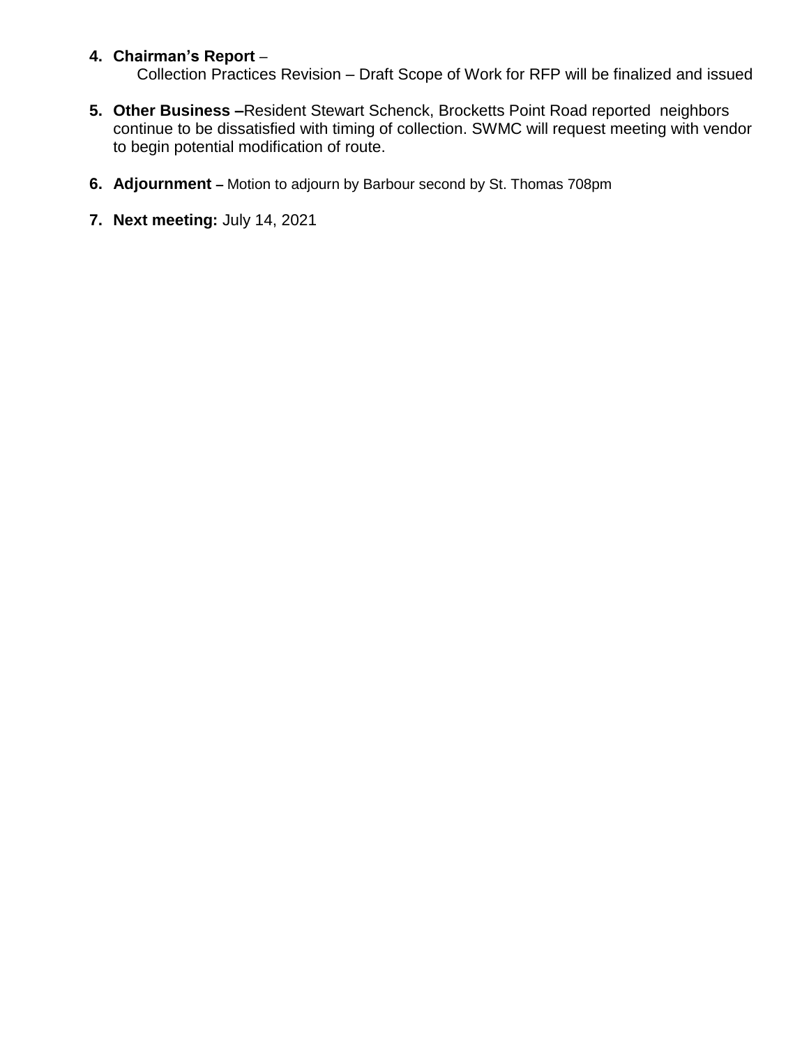4. **Chairman's Report** –
   Collection Practices Revision – Draft Scope of Work for RFP will be finalized and issued

5. **Other Business –**Resident Stewart Schenck, Brocketts Point Road reported neighbors continue to be dissatisfied with timing of collection. SWMC will request meeting with vendor to begin potential modification of route.

6. **Adjournment –** Motion to adjourn by Barbour second by St. Thomas 708pm

7. **Next meeting:** July 14, 2021